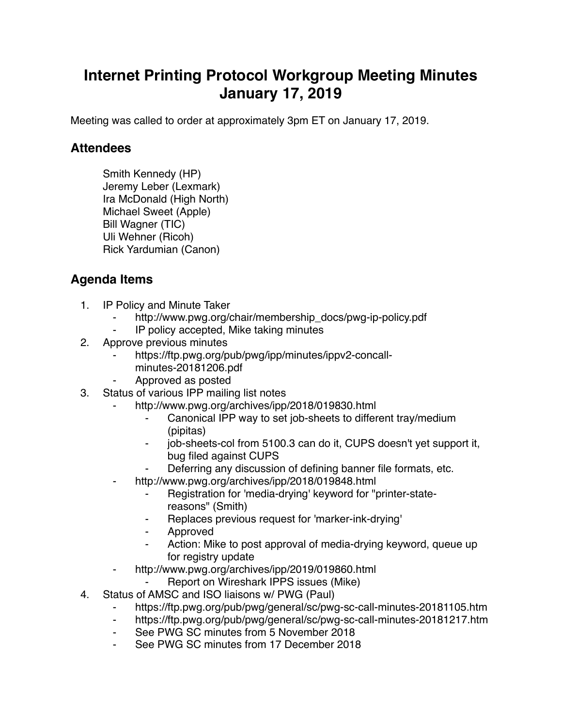# Internet Printing Protocol Workgroup Meeting Minutes January 17, 2019

Meeting was called to order at approximately 3pm ET on January 17, 2019.

## Attendees

Smith Kennedy (HP)
Jeremy Leber (Lexmark)
Ira McDonald (High North)
Michael Sweet (Apple)
Bill Wagner (TIC)
Uli Wehner (Ricoh)
Rick Yardumian (Canon)

## Agenda Items

1. IP Policy and Minute Taker
    - http://www.pwg.org/chair/membership_docs/pwg-ip-policy.pdf
    - IP policy accepted, Mike taking minutes
2. Approve previous minutes
    - https://ftp.pwg.org/pub/pwg/ipp/minutes/ippv2-concall-minutes-20181206.pdf
    - Approved as posted
3. Status of various IPP mailing list notes
    - http://www.pwg.org/archives/ipp/2018/019830.html
        - Canonical IPP way to set job-sheets to different tray/medium (pipitas)
        - job-sheets-col from 5100.3 can do it, CUPS doesn't yet support it, bug filed against CUPS
        - Deferring any discussion of defining banner file formats, etc.
    - http://www.pwg.org/archives/ipp/2018/019848.html
        - Registration for 'media-drying' keyword for "printer-state-reasons" (Smith)
        - Replaces previous request for 'marker-ink-drying'
        - Approved
        - Action: Mike to post approval of media-drying keyword, queue up for registry update
    - http://www.pwg.org/archives/ipp/2019/019860.html
        - Report on Wireshark IPPS issues (Mike)
4. Status of AMSC and ISO liaisons w/ PWG (Paul)
    - https://ftp.pwg.org/pub/pwg/general/sc/pwg-sc-call-minutes-20181105.htm
    - https://ftp.pwg.org/pub/pwg/general/sc/pwg-sc-call-minutes-20181217.htm
    - See PWG SC minutes from 5 November 2018
    - See PWG SC minutes from 17 December 2018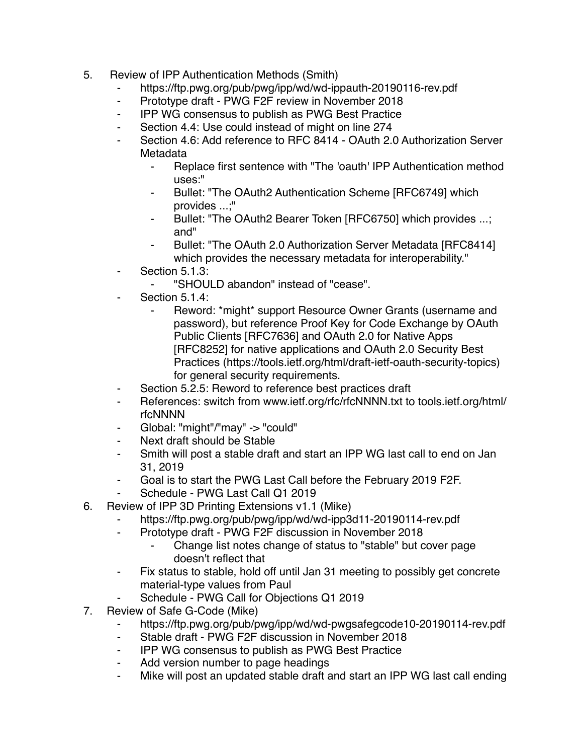5. Review of IPP Authentication Methods (Smith)
    - https://ftp.pwg.org/pub/pwg/ipp/wd/wd-ippauth-20190116-rev.pdf
    - Prototype draft - PWG F2F review in November 2018
    - IPP WG consensus to publish as PWG Best Practice
    - Section 4.4: Use could instead of might on line 274
    - Section 4.6: Add reference to RFC 8414 - OAuth 2.0 Authorization Server Metadata
        - Replace first sentence with "The 'oauth' IPP Authentication method uses:"
        - Bullet: "The OAuth2 Authentication Scheme [RFC6749] which provides ...;"
        - Bullet: "The OAuth2 Bearer Token [RFC6750] which provides ...; and"
        - Bullet: "The OAuth 2.0 Authorization Server Metadata [RFC8414] which provides the necessary metadata for interoperability."
    - Section 5.1.3:
        - "SHOULD abandon" instead of "cease".
    - Section 5.1.4:
        - Reword: *might* support Resource Owner Grants (username and password), but reference Proof Key for Code Exchange by OAuth Public Clients [RFC7636] and OAuth 2.0 for Native Apps [RFC8252] for native applications and OAuth 2.0 Security Best Practices (https://tools.ietf.org/html/draft-ietf-oauth-security-topics) for general security requirements.
    - Section 5.2.5: Reword to reference best practices draft
    - References: switch from www.ietf.org/rfc/rfcNNNN.txt to tools.ietf.org/html/rfcNNNN
    - Global: "might"/"may" -> "could"
    - Next draft should be Stable
    - Smith will post a stable draft and start an IPP WG last call to end on Jan 31, 2019
    - Goal is to start the PWG Last Call before the February 2019 F2F.
    - Schedule - PWG Last Call Q1 2019
6. Review of IPP 3D Printing Extensions v1.1 (Mike)
    - https://ftp.pwg.org/pub/pwg/ipp/wd/wd-ipp3d11-20190114-rev.pdf
    - Prototype draft - PWG F2F discussion in November 2018
        - Change list notes change of status to "stable" but cover page doesn't reflect that
    - Fix status to stable, hold off until Jan 31 meeting to possibly get concrete material-type values from Paul
    - Schedule - PWG Call for Objections Q1 2019
7. Review of Safe G-Code (Mike)
    - https://ftp.pwg.org/pub/pwg/ipp/wd/wd-pwgsafegcode10-20190114-rev.pdf
    - Stable draft - PWG F2F discussion in November 2018
    - IPP WG consensus to publish as PWG Best Practice
    - Add version number to page headings
    - Mike will post an updated stable draft and start an IPP WG last call ending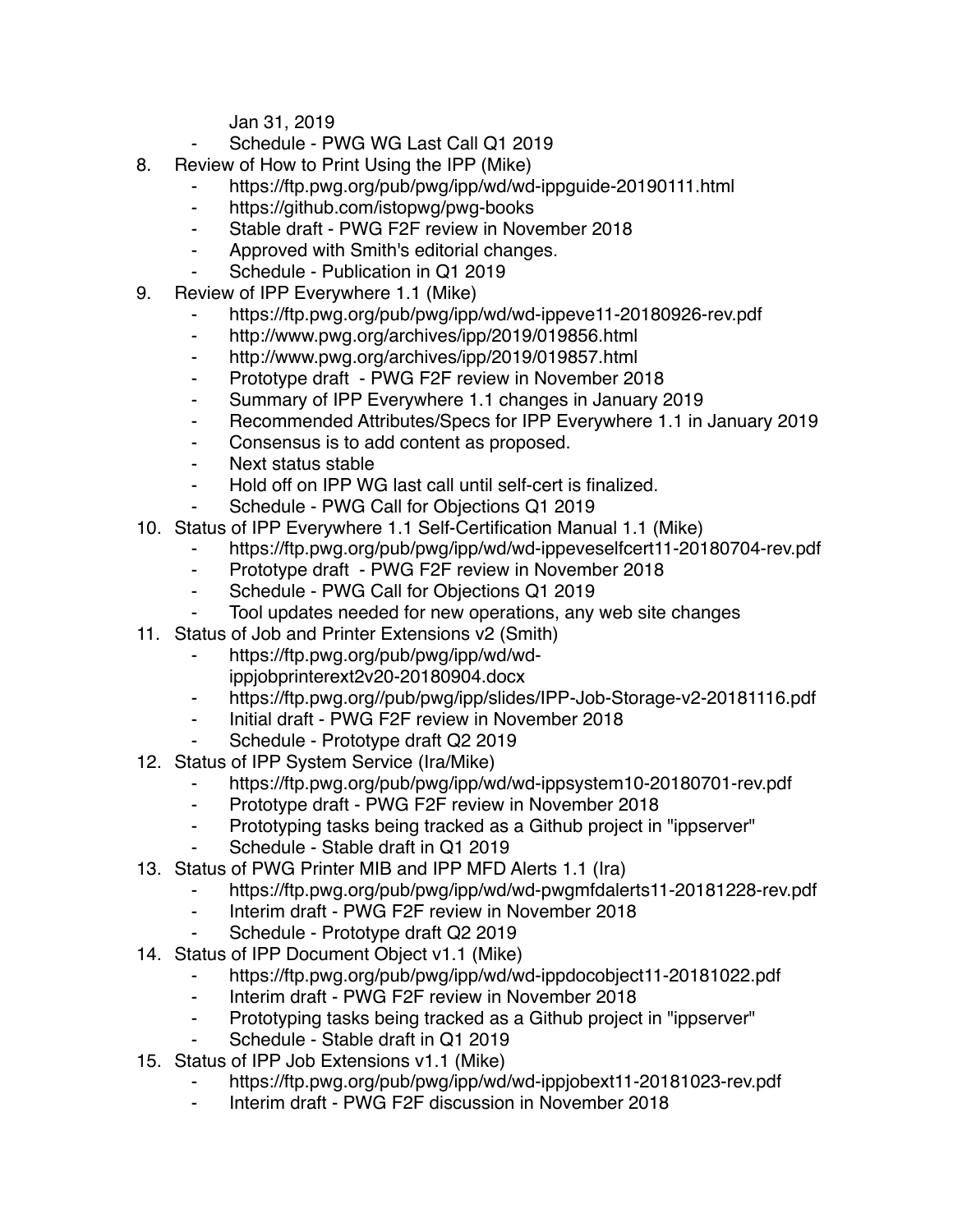Jan 31, 2019

- Schedule - PWG WG Last Call Q1 2019

8. Review of How to Print Using the IPP (Mike)
    - https://ftp.pwg.org/pub/pwg/ipp/wd/wd-ippguide-20190111.html
    - https://github.com/istopwg/pwg-books
    - Stable draft - PWG F2F review in November 2018
    - Approved with Smith's editorial changes.
    - Schedule - Publication in Q1 2019
9. Review of IPP Everywhere 1.1 (Mike)
    - https://ftp.pwg.org/pub/pwg/ipp/wd/wd-ippeve11-20180926-rev.pdf
    - http://www.pwg.org/archives/ipp/2019/019856.html
    - http://www.pwg.org/archives/ipp/2019/019857.html
    - Prototype draft - PWG F2F review in November 2018
    - Summary of IPP Everywhere 1.1 changes in January 2019
    - Recommended Attributes/Specs for IPP Everywhere 1.1 in January 2019
    - Consensus is to add content as proposed.
    - Next status stable
    - Hold off on IPP WG last call until self-cert is finalized.
    - Schedule - PWG Call for Objections Q1 2019
10. Status of IPP Everywhere 1.1 Self-Certification Manual 1.1 (Mike)
    - https://ftp.pwg.org/pub/pwg/ipp/wd/wd-ippeveselfcert11-20180704-rev.pdf
    - Prototype draft - PWG F2F review in November 2018
    - Schedule - PWG Call for Objections Q1 2019
    - Tool updates needed for new operations, any web site changes
11. Status of Job and Printer Extensions v2 (Smith)
    - https://ftp.pwg.org/pub/pwg/ipp/wd/wd-ippjobprinterext2v20-20180904.docx
    - https://ftp.pwg.org//pub/pwg/ipp/slides/IPP-Job-Storage-v2-20181116.pdf
    - Initial draft - PWG F2F review in November 2018
    - Schedule - Prototype draft Q2 2019
12. Status of IPP System Service (Ira/Mike)
    - https://ftp.pwg.org/pub/pwg/ipp/wd/wd-ippsystem10-20180701-rev.pdf
    - Prototype draft - PWG F2F review in November 2018
    - Prototyping tasks being tracked as a Github project in "ippserver"
    - Schedule - Stable draft in Q1 2019
13. Status of PWG Printer MIB and IPP MFD Alerts 1.1 (Ira)
    - https://ftp.pwg.org/pub/pwg/ipp/wd/wd-pwgmfdalerts11-20181228-rev.pdf
    - Interim draft - PWG F2F review in November 2018
    - Schedule - Prototype draft Q2 2019
14. Status of IPP Document Object v1.1 (Mike)
    - https://ftp.pwg.org/pub/pwg/ipp/wd/wd-ippdocobject11-20181022.pdf
    - Interim draft - PWG F2F review in November 2018
    - Prototyping tasks being tracked as a Github project in "ippserver"
    - Schedule - Stable draft in Q1 2019
15. Status of IPP Job Extensions v1.1 (Mike)
    - https://ftp.pwg.org/pub/pwg/ipp/wd/wd-ippjobext11-20181023-rev.pdf
    - Interim draft - PWG F2F discussion in November 2018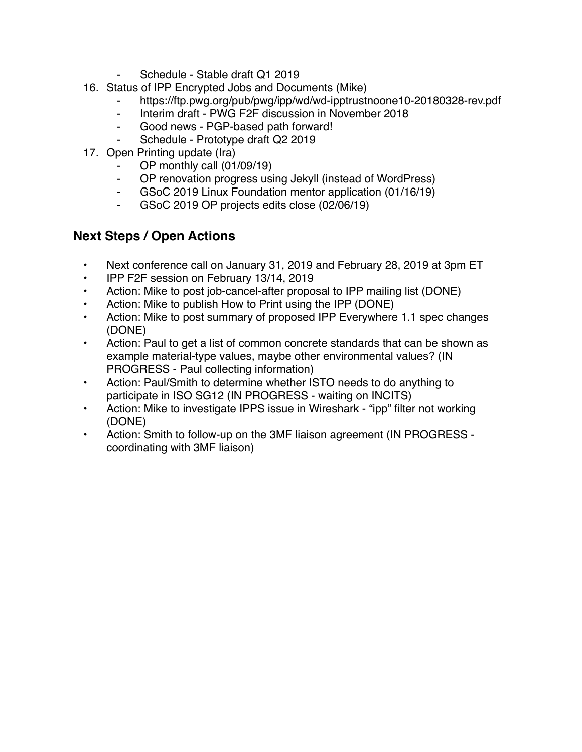- Schedule - Stable draft Q1 2019

16. Status of IPP Encrypted Jobs and Documents (Mike)
    - https://ftp.pwg.org/pub/pwg/ipp/wd/wd-ipptrustnoone10-20180328-rev.pdf
    - Interim draft - PWG F2F discussion in November 2018
    - Good news - PGP-based path forward!
    - Schedule - Prototype draft Q2 2019
17. Open Printing update (Ira)
    - OP monthly call (01/09/19)
    - OP renovation progress using Jekyll (instead of WordPress)
    - GSoC 2019 Linux Foundation mentor application (01/16/19)
    - GSoC 2019 OP projects edits close (02/06/19)

## Next Steps / Open Actions

- Next conference call on January 31, 2019 and February 28, 2019 at 3pm ET
- IPP F2F session on February 13/14, 2019
- Action: Mike to post job-cancel-after proposal to IPP mailing list (DONE)
- Action: Mike to publish How to Print using the IPP (DONE)
- Action: Mike to post summary of proposed IPP Everywhere 1.1 spec changes (DONE)
- Action: Paul to get a list of common concrete standards that can be shown as example material-type values, maybe other environmental values? (IN PROGRESS - Paul collecting information)
- Action: Paul/Smith to determine whether ISTO needs to do anything to participate in ISO SG12 (IN PROGRESS - waiting on INCITS)
- Action: Mike to investigate IPPS issue in Wireshark - “ipp” filter not working (DONE)
- Action: Smith to follow-up on the 3MF liaison agreement (IN PROGRESS - coordinating with 3MF liaison)